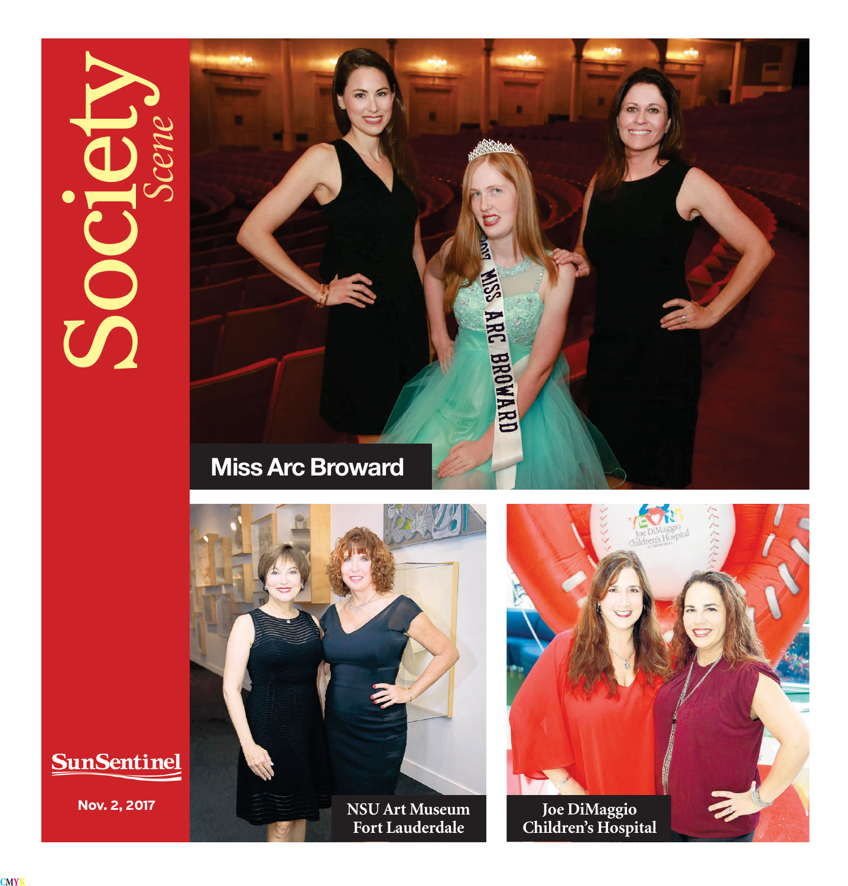# Society Scene

Sun Sentinel

Nov. 2, 2017

Miss Arc Broward

NSU Art Museum Fort Lauderdale

Joe DiMaggio Children's Hospital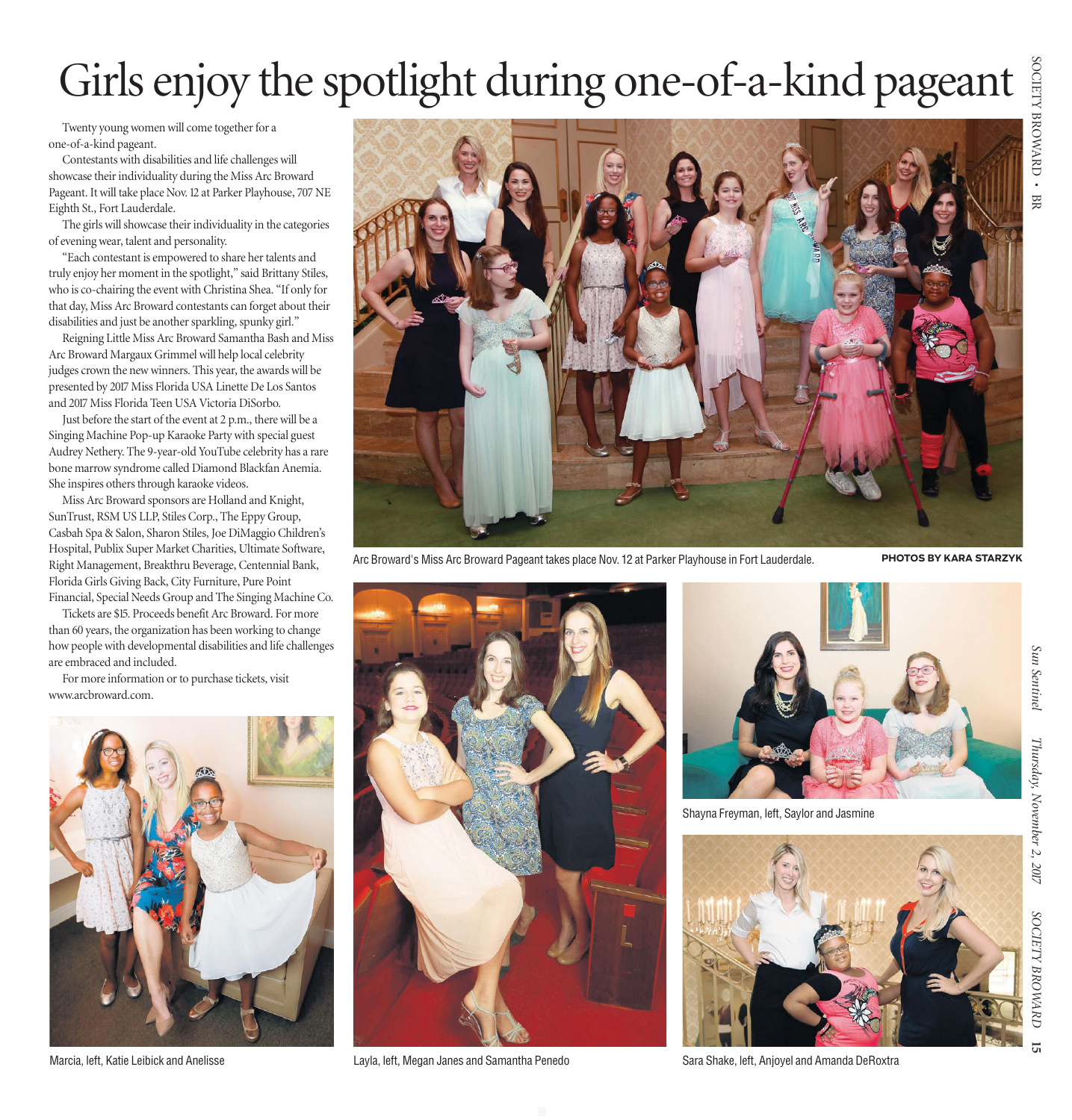# Girls enjoy the spotlight during one-of-a-kind pageant

Twenty young women will come together for a one-of-a-kind pageant.

Contestants with disabilities and life challenges will showcase their individuality during the Miss Arc Broward Pageant. It will take place Nov. 12 at Parker Playhouse, 707 NE Eighth St., Fort Lauderdale.

The girls will showcase their individuality in the categories of evening wear, talent and personality.

"Each contestant is empowered to share her talents and truly enjoy her moment in the spotlight," said Brittany Stiles, who is co-chairing the event with Christina Shea. "If only for that day, Miss Arc Broward contestants can forget about their disabilities and just be another sparkling, spunky girl."

Reigning Little Miss Arc Broward Samantha Bash and Miss Arc Broward Margaux Grimmel will help local celebrity judges crown the new winners. This year, the awards will be presented by 2017 Miss Florida USA Linette De Los Santos and 2017 Miss Florida Teen USA Victoria DiSorbo.

Just before the start of the event at 2 p.m., there will be a Singing Machine Pop-up Karaoke Party with special guest Audrey Nethery. The 9-year-old YouTube celebrity has a rare bone marrow syndrome called Diamond Blackfan Anemia. She inspires others through karaoke videos.

Miss Arc Broward sponsors are Holland and Knight, SunTrust, RSM US LLP, Stiles Corp., The Eppy Group, Casbah Spa & Salon, Sharon Stiles, Joe DiMaggio Children's Hospital, Publix Super Market Charities, Ultimate Software, Right Management, Breakthru Beverage, Centennial Bank, Florida Girls Giving Back, City Furniture, Pure Point Financial, Special Needs Group and The Singing Machine Co.

Tickets are $15. Proceeds benefit Arc Broward. For more than 60 years, the organization has been working to change how people with developmental disabilities and life challenges are embraced and included.

For more information or to purchase tickets, visit www.arcbroward.com.

Arc Broward's Miss Arc Broward Pageant takes place Nov. 12 at Parker Playhouse in Fort Lauderdale.

**PHOTOS BY KARA STARZYK**

Marcia, left, Katie Leibick and Anelisse

Layla, left, Megan Janes and Samantha Penedo

Shayna Freyman, left, Saylor and Jasmine

Sara Shake, left, Anjoyel and Amanda DeRoxtra